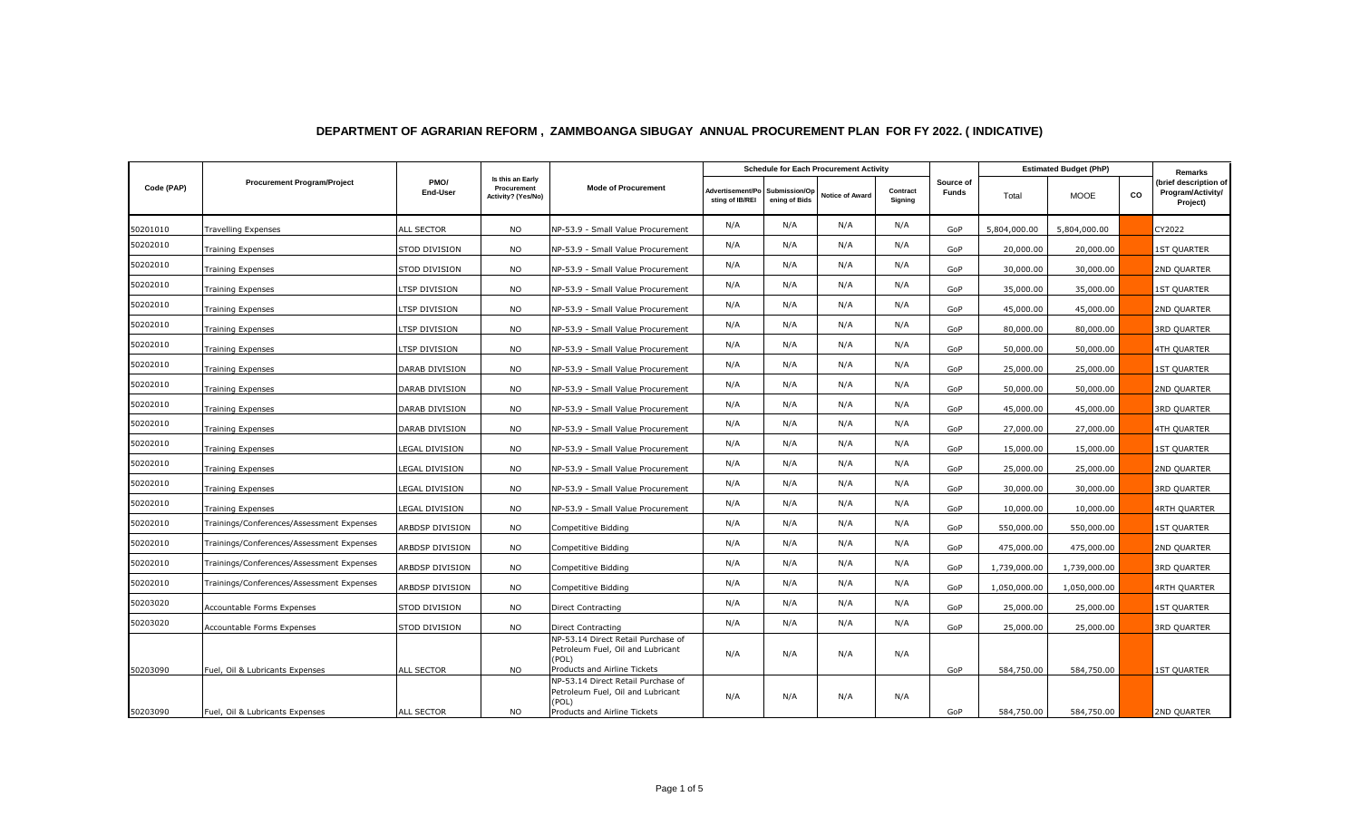## DEPARTMENT OF AGRARIAN REFORM , ZAMMBOANGA SIBUGAY ANNUAL PROCUREMENT PLAN FOR FY 2022. ( INDICATIVE)

| Code (PAP) | Procurement Program/Project | PMO/ End-User | Is this an Early Procurement Activity? (Yes/No) | Mode of Procurement | Schedule for Each Procurement Activity | | | | Source of Funds | Estimated Budget (PhP) | | | Remarks (brief description of Program/Activity/ Project) |
|---|---|---|---|---|---|---|---|---|---|---|---|---|---|
| | | | | | Advertisement/Posting of IB/REI | Submission/Opening of Bids | Notice of Award | Contract Signing | | Total | MOOE | CO | |
| 50201010 | Travelling Expenses | ALL SECTOR | NO | NP-53.9 - Small Value Procurement | N/A | N/A | N/A | N/A | GoP | 5,804,000.00 | 5,804,000.00 | | CY2022 |
| 50202010 | Training Expenses | STOD DIVISION | NO | NP-53.9 - Small Value Procurement | N/A | N/A | N/A | N/A | GoP | 20,000.00 | 20,000.00 | | 1ST QUARTER |
| 50202010 | Training Expenses | STOD DIVISION | NO | NP-53.9 - Small Value Procurement | N/A | N/A | N/A | N/A | GoP | 30,000.00 | 30,000.00 | | 2ND QUARTER |
| 50202010 | Training Expenses | LTSP DIVISION | NO | NP-53.9 - Small Value Procurement | N/A | N/A | N/A | N/A | GoP | 35,000.00 | 35,000.00 | | 1ST QUARTER |
| 50202010 | Training Expenses | LTSP DIVISION | NO | NP-53.9 - Small Value Procurement | N/A | N/A | N/A | N/A | GoP | 45,000.00 | 45,000.00 | | 2ND QUARTER |
| 50202010 | Training Expenses | LTSP DIVISION | NO | NP-53.9 - Small Value Procurement | N/A | N/A | N/A | N/A | GoP | 80,000.00 | 80,000.00 | | 3RD QUARTER |
| 50202010 | Training Expenses | LTSP DIVISION | NO | NP-53.9 - Small Value Procurement | N/A | N/A | N/A | N/A | GoP | 50,000.00 | 50,000.00 | | 4TH QUARTER |
| 50202010 | Training Expenses | DARAB DIVISION | NO | NP-53.9 - Small Value Procurement | N/A | N/A | N/A | N/A | GoP | 25,000.00 | 25,000.00 | | 1ST QUARTER |
| 50202010 | Training Expenses | DARAB DIVISION | NO | NP-53.9 - Small Value Procurement | N/A | N/A | N/A | N/A | GoP | 50,000.00 | 50,000.00 | | 2ND QUARTER |
| 50202010 | Training Expenses | DARAB DIVISION | NO | NP-53.9 - Small Value Procurement | N/A | N/A | N/A | N/A | GoP | 45,000.00 | 45,000.00 | | 3RD QUARTER |
| 50202010 | Training Expenses | DARAB DIVISION | NO | NP-53.9 - Small Value Procurement | N/A | N/A | N/A | N/A | GoP | 27,000.00 | 27,000.00 | | 4TH QUARTER |
| 50202010 | Training Expenses | LEGAL DIVISION | NO | NP-53.9 - Small Value Procurement | N/A | N/A | N/A | N/A | GoP | 15,000.00 | 15,000.00 | | 1ST QUARTER |
| 50202010 | Training Expenses | LEGAL DIVISION | NO | NP-53.9 - Small Value Procurement | N/A | N/A | N/A | N/A | GoP | 25,000.00 | 25,000.00 | | 2ND QUARTER |
| 50202010 | Training Expenses | LEGAL DIVISION | NO | NP-53.9 - Small Value Procurement | N/A | N/A | N/A | N/A | GoP | 30,000.00 | 30,000.00 | | 3RD QUARTER |
| 50202010 | Training Expenses | LEGAL DIVISION | NO | NP-53.9 - Small Value Procurement | N/A | N/A | N/A | N/A | GoP | 10,000.00 | 10,000.00 | | 4RTH QUARTER |
| 50202010 | Trainings/Conferences/Assessment Expenses | ARBDSP DIVISION | NO | Competitive Bidding | N/A | N/A | N/A | N/A | GoP | 550,000.00 | 550,000.00 | | 1ST QUARTER |
| 50202010 | Trainings/Conferences/Assessment Expenses | ARBDSP DIVISION | NO | Competitive Bidding | N/A | N/A | N/A | N/A | GoP | 475,000.00 | 475,000.00 | | 2ND QUARTER |
| 50202010 | Trainings/Conferences/Assessment Expenses | ARBDSP DIVISION | NO | Competitive Bidding | N/A | N/A | N/A | N/A | GoP | 1,739,000.00 | 1,739,000.00 | | 3RD QUARTER |
| 50202010 | Trainings/Conferences/Assessment Expenses | ARBDSP DIVISION | NO | Competitive Bidding | N/A | N/A | N/A | N/A | GoP | 1,050,000.00 | 1,050,000.00 | | 4RTH QUARTER |
| 50203020 | Accountable Forms Expenses | STOD DIVISION | NO | Direct Contracting | N/A | N/A | N/A | N/A | GoP | 25,000.00 | 25,000.00 | | 1ST QUARTER |
| 50203020 | Accountable Forms Expenses | STOD DIVISION | NO | Direct Contracting | N/A | N/A | N/A | N/A | GoP | 25,000.00 | 25,000.00 | | 3RD QUARTER |
| 50203090 | Fuel, Oil & Lubricants Expenses | ALL SECTOR | NO | NP-53.14 Direct Retail Purchase of Petroleum Fuel, Oil and Lubricant (POL) Products and Airline Tickets | N/A | N/A | N/A | N/A | GoP | 584,750.00 | 584,750.00 | | 1ST QUARTER |
| 50203090 | Fuel, Oil & Lubricants Expenses | ALL SECTOR | NO | NP-53.14 Direct Retail Purchase of Petroleum Fuel, Oil and Lubricant (POL) Products and Airline Tickets | N/A | N/A | N/A | N/A | GoP | 584,750.00 | 584,750.00 | | 2ND QUARTER |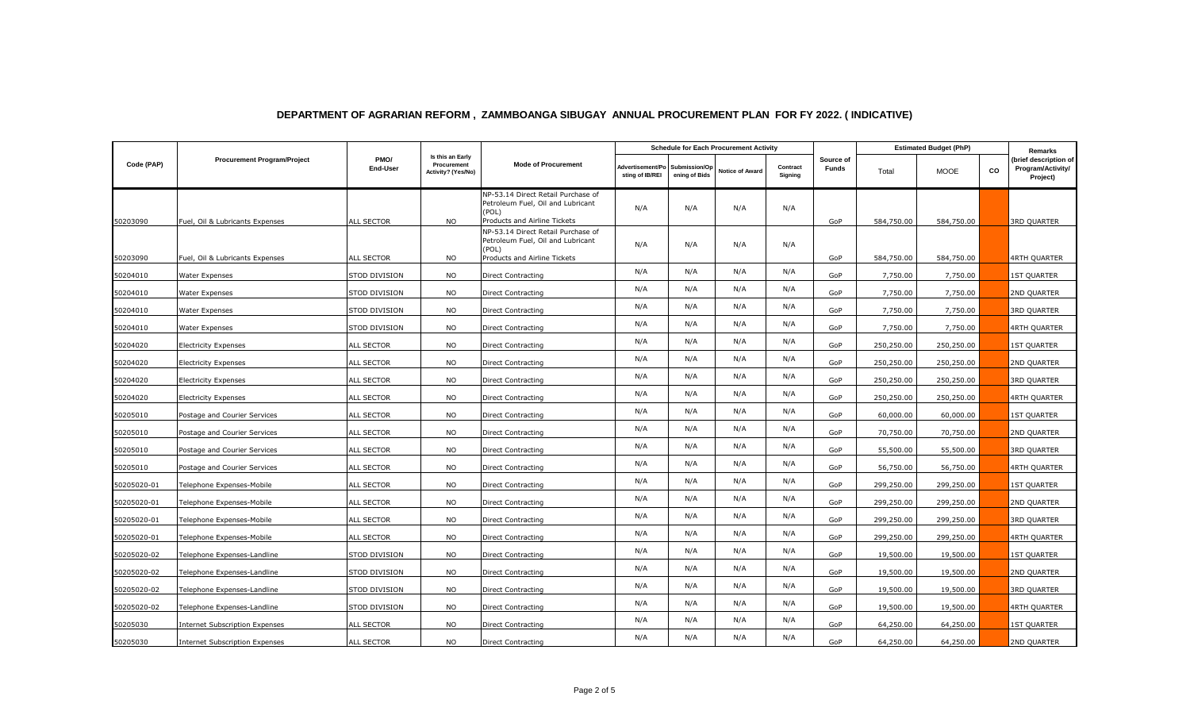# DEPARTMENT OF AGRARIAN REFORM , ZAMMBOANGA SIBUGAY ANNUAL PROCUREMENT PLAN FOR FY 2022. ( INDICATIVE)

| Code (PAP) | Procurement Program/Project | PMO/ End-User | Is this an Early Procurement Activity? (Yes/No) | Mode of Procurement | Schedule for Each Procurement Activity | | | | Source of Funds | Estimated Budget (PhP) | | | Remarks (brief description of Program/Activity/ Project) |
|---|---|---|---|---|---|---|---|---|---|---|---|---|---|
| | | | | | Advertisement/Posting of IB/REI | Submission/Opening of Bids | Notice of Award | Contract Signing | | Total | MOOE | CO | |
| 50203090 | Fuel, Oil & Lubricants Expenses | ALL SECTOR | NO | NP-53.14 Direct Retail Purchase of Petroleum Fuel, Oil and Lubricant (POL) Products and Airline Tickets | N/A | N/A | N/A | N/A | GoP | 584,750.00 | 584,750.00 | | 3RD QUARTER |
| 50203090 | Fuel, Oil & Lubricants Expenses | ALL SECTOR | NO | NP-53.14 Direct Retail Purchase of Petroleum Fuel, Oil and Lubricant (POL) Products and Airline Tickets | N/A | N/A | N/A | N/A | GoP | 584,750.00 | 584,750.00 | | 4RTH QUARTER |
| 50204010 | Water Expenses | STOD DIVISION | NO | Direct Contracting | N/A | N/A | N/A | N/A | GoP | 7,750.00 | 7,750.00 | | 1ST QUARTER |
| 50204010 | Water Expenses | STOD DIVISION | NO | Direct Contracting | N/A | N/A | N/A | N/A | GoP | 7,750.00 | 7,750.00 | | 2ND QUARTER |
| 50204010 | Water Expenses | STOD DIVISION | NO | Direct Contracting | N/A | N/A | N/A | N/A | GoP | 7,750.00 | 7,750.00 | | 3RD QUARTER |
| 50204010 | Water Expenses | STOD DIVISION | NO | Direct Contracting | N/A | N/A | N/A | N/A | GoP | 7,750.00 | 7,750.00 | | 4RTH QUARTER |
| 50204020 | Electricity Expenses | ALL SECTOR | NO | Direct Contracting | N/A | N/A | N/A | N/A | GoP | 250,250.00 | 250,250.00 | | 1ST QUARTER |
| 50204020 | Electricity Expenses | ALL SECTOR | NO | Direct Contracting | N/A | N/A | N/A | N/A | GoP | 250,250.00 | 250,250.00 | | 2ND QUARTER |
| 50204020 | Electricity Expenses | ALL SECTOR | NO | Direct Contracting | N/A | N/A | N/A | N/A | GoP | 250,250.00 | 250,250.00 | | 3RD QUARTER |
| 50204020 | Electricity Expenses | ALL SECTOR | NO | Direct Contracting | N/A | N/A | N/A | N/A | GoP | 250,250.00 | 250,250.00 | | 4RTH QUARTER |
| 50205010 | Postage and Courier Services | ALL SECTOR | NO | Direct Contracting | N/A | N/A | N/A | N/A | GoP | 60,000.00 | 60,000.00 | | 1ST QUARTER |
| 50205010 | Postage and Courier Services | ALL SECTOR | NO | Direct Contracting | N/A | N/A | N/A | N/A | GoP | 70,750.00 | 70,750.00 | | 2ND QUARTER |
| 50205010 | Postage and Courier Services | ALL SECTOR | NO | Direct Contracting | N/A | N/A | N/A | N/A | GoP | 55,500.00 | 55,500.00 | | 3RD QUARTER |
| 50205010 | Postage and Courier Services | ALL SECTOR | NO | Direct Contracting | N/A | N/A | N/A | N/A | GoP | 56,750.00 | 56,750.00 | | 4RTH QUARTER |
| 50205020-01 | Telephone Expenses-Mobile | ALL SECTOR | NO | Direct Contracting | N/A | N/A | N/A | N/A | GoP | 299,250.00 | 299,250.00 | | 1ST QUARTER |
| 50205020-01 | Telephone Expenses-Mobile | ALL SECTOR | NO | Direct Contracting | N/A | N/A | N/A | N/A | GoP | 299,250.00 | 299,250.00 | | 2ND QUARTER |
| 50205020-01 | Telephone Expenses-Mobile | ALL SECTOR | NO | Direct Contracting | N/A | N/A | N/A | N/A | GoP | 299,250.00 | 299,250.00 | | 3RD QUARTER |
| 50205020-01 | Telephone Expenses-Mobile | ALL SECTOR | NO | Direct Contracting | N/A | N/A | N/A | N/A | GoP | 299,250.00 | 299,250.00 | | 4RTH QUARTER |
| 50205020-02 | Telephone Expenses-Landline | STOD DIVISION | NO | Direct Contracting | N/A | N/A | N/A | N/A | GoP | 19,500.00 | 19,500.00 | | 1ST QUARTER |
| 50205020-02 | Telephone Expenses-Landline | STOD DIVISION | NO | Direct Contracting | N/A | N/A | N/A | N/A | GoP | 19,500.00 | 19,500.00 | | 2ND QUARTER |
| 50205020-02 | Telephone Expenses-Landline | STOD DIVISION | NO | Direct Contracting | N/A | N/A | N/A | N/A | GoP | 19,500.00 | 19,500.00 | | 3RD QUARTER |
| 50205020-02 | Telephone Expenses-Landline | STOD DIVISION | NO | Direct Contracting | N/A | N/A | N/A | N/A | GoP | 19,500.00 | 19,500.00 | | 4RTH QUARTER |
| 50205030 | Internet Subscription Expenses | ALL SECTOR | NO | Direct Contracting | N/A | N/A | N/A | N/A | GoP | 64,250.00 | 64,250.00 | | 1ST QUARTER |
| 50205030 | Internet Subscription Expenses | ALL SECTOR | NO | Direct Contracting | N/A | N/A | N/A | N/A | GoP | 64,250.00 | 64,250.00 | | 2ND QUARTER |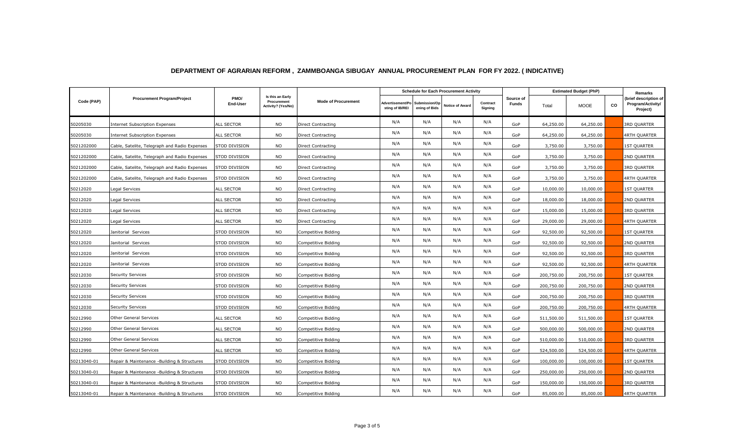# DEPARTMENT OF AGRARIAN REFORM , ZAMMBOANGA SIBUGAY ANNUAL PROCUREMENT PLAN FOR FY 2022. ( INDICATIVE)

| Code (PAP) | Procurement Program/Project | PMO/ End-User | Is this an Early Procurement Activity? (Yes/No) | Mode of Procurement | Schedule for Each Procurement Activity | | | | Source of Funds | Estimated Budget (PhP) | | | Remarks (brief description of Program/Activity/ Project) |
|---|---|---|---|---|---|---|---|---|---|---|---|---|---|
| | | | | | Advertisement/Posting of IB/REI | Submission/Opening of Bids | Notice of Award | Contract Signing | | Total | MOOE | CO | |
| 50205030 | Internet Subscription Expenses | ALL SECTOR | NO | Direct Contracting | N/A | N/A | N/A | N/A | GoP | 64,250.00 | 64,250.00 | | 3RD QUARTER |
| 50205030 | Internet Subscription Expenses | ALL SECTOR | NO | Direct Contracting | N/A | N/A | N/A | N/A | GoP | 64,250.00 | 64,250.00 | | 4RTH QUARTER |
| 5021202000 | Cable, Satelite, Telegraph and Radio Expenses | STOD DIVISION | NO | Direct Contracting | N/A | N/A | N/A | N/A | GoP | 3,750.00 | 3,750.00 | | 1ST QUARTER |
| 5021202000 | Cable, Satelite, Telegraph and Radio Expenses | STOD DIVISION | NO | Direct Contracting | N/A | N/A | N/A | N/A | GoP | 3,750.00 | 3,750.00 | | 2ND QUARTER |
| 5021202000 | Cable, Satelite, Telegraph and Radio Expenses | STOD DIVISION | NO | Direct Contracting | N/A | N/A | N/A | N/A | GoP | 3,750.00 | 3,750.00 | | 3RD QUARTER |
| 5021202000 | Cable, Satelite, Telegraph and Radio Expenses | STOD DIVISION | NO | Direct Contracting | N/A | N/A | N/A | N/A | GoP | 3,750.00 | 3,750.00 | | 4RTH QUARTER |
| 50212020 | Legal Services | ALL SECTOR | NO | Direct Contracting | N/A | N/A | N/A | N/A | GoP | 10,000.00 | 10,000.00 | | 1ST QUARTER |
| 50212020 | Legal Services | ALL SECTOR | NO | Direct Contracting | N/A | N/A | N/A | N/A | GoP | 18,000.00 | 18,000.00 | | 2ND QUARTER |
| 50212020 | Legal Services | ALL SECTOR | NO | Direct Contracting | N/A | N/A | N/A | N/A | GoP | 15,000.00 | 15,000.00 | | 3RD QUARTER |
| 50212020 | Legal Services | ALL SECTOR | NO | Direct Contracting | N/A | N/A | N/A | N/A | GoP | 29,000.00 | 29,000.00 | | 4RTH QUARTER |
| 50212020 | Janitorial Services | STOD DIVISION | NO | Competitive Bidding | N/A | N/A | N/A | N/A | GoP | 92,500.00 | 92,500.00 | | 1ST QUARTER |
| 50212020 | Janitorial Services | STOD DIVISION | NO | Competitive Bidding | N/A | N/A | N/A | N/A | GoP | 92,500.00 | 92,500.00 | | 2ND QUARTER |
| 50212020 | Janitorial Services | STOD DIVISION | NO | Competitive Bidding | N/A | N/A | N/A | N/A | GoP | 92,500.00 | 92,500.00 | | 3RD QUARTER |
| 50212020 | Janitorial Services | STOD DIVISION | NO | Competitive Bidding | N/A | N/A | N/A | N/A | GoP | 92,500.00 | 92,500.00 | | 4RTH QUARTER |
| 50212030 | Security Services | STOD DIVISION | NO | Competitive Bidding | N/A | N/A | N/A | N/A | GoP | 200,750.00 | 200,750.00 | | 1ST QUARTER |
| 50212030 | Security Services | STOD DIVISION | NO | Competitive Bidding | N/A | N/A | N/A | N/A | GoP | 200,750.00 | 200,750.00 | | 2ND QUARTER |
| 50212030 | Security Services | STOD DIVISION | NO | Competitive Bidding | N/A | N/A | N/A | N/A | GoP | 200,750.00 | 200,750.00 | | 3RD QUARTER |
| 50212030 | Security Services | STOD DIVISION | NO | Competitive Bidding | N/A | N/A | N/A | N/A | GoP | 200,750.00 | 200,750.00 | | 4RTH QUARTER |
| 50212990 | Other General Services | ALL SECTOR | NO | Competitive Bidding | N/A | N/A | N/A | N/A | GoP | 511,500.00 | 511,500.00 | | 1ST QUARTER |
| 50212990 | Other General Services | ALL SECTOR | NO | Competitive Bidding | N/A | N/A | N/A | N/A | GoP | 500,000.00 | 500,000.00 | | 2ND QUARTER |
| 50212990 | Other General Services | ALL SECTOR | NO | Competitive Bidding | N/A | N/A | N/A | N/A | GoP | 510,000.00 | 510,000.00 | | 3RD QUARTER |
| 50212990 | Other General Services | ALL SECTOR | NO | Competitive Bidding | N/A | N/A | N/A | N/A | GoP | 524,500.00 | 524,500.00 | | 4RTH QUARTER |
| 50213040-01 | Repair & Maintenance -Building & Structures | STOD DIVISION | NO | Competitive Bidding | N/A | N/A | N/A | N/A | GoP | 100,000.00 | 100,000.00 | | 1ST QUARTER |
| 50213040-01 | Repair & Maintenance -Building & Structures | STOD DIVISION | NO | Competitive Bidding | N/A | N/A | N/A | N/A | GoP | 250,000.00 | 250,000.00 | | 2ND QUARTER |
| 50213040-01 | Repair & Maintenance -Building & Structures | STOD DIVISION | NO | Competitive Bidding | N/A | N/A | N/A | N/A | GoP | 150,000.00 | 150,000.00 | | 3RD QUARTER |
| 50213040-01 | Repair & Maintenance -Building & Structures | STOD DIVISION | NO | Competitive Bidding | N/A | N/A | N/A | N/A | GoP | 85,000.00 | 85,000.00 | | 4RTH QUARTER |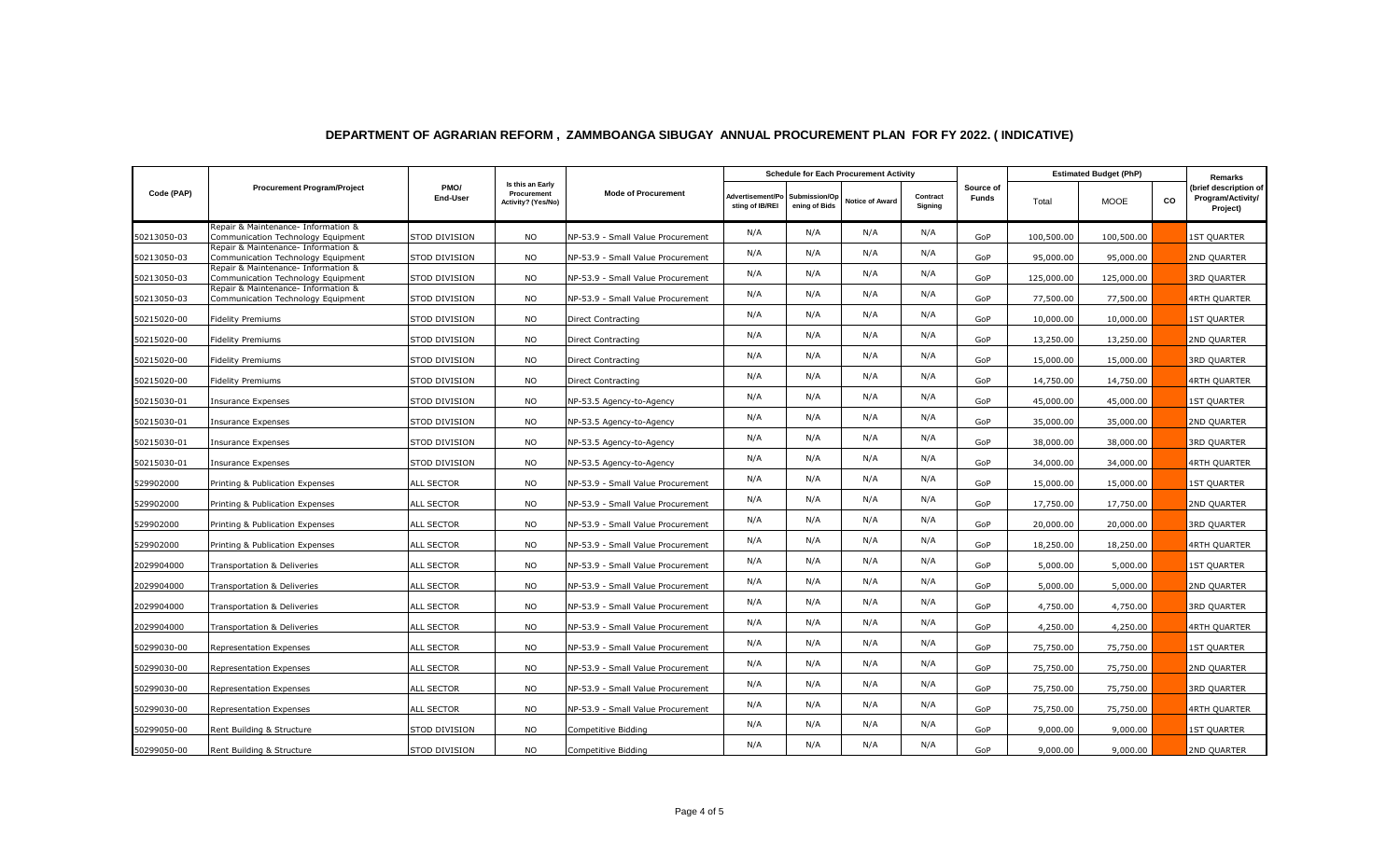# DEPARTMENT OF AGRARIAN REFORM , ZAMMBOANGA SIBUGAY ANNUAL PROCUREMENT PLAN FOR FY 2022. ( INDICATIVE)

| Code (PAP) | Procurement Program/Project | PMO/ End-User | Is this an Early Procurement Activity? (Yes/No) | Mode of Procurement | Schedule for Each Procurement Activity | | | | Source of Funds | Estimated Budget (PhP) | | | Remarks (brief description of Program/Activity/ Project) |
|---|---|---|---|---|---|---|---|---|---|---|---|---|---|
| | | | | | Advertisement/Posting of IB/REI | Submission/Opening of Bids | Notice of Award | Contract Signing | | Total | MOOE | CO | |
| 50213050-03 | Repair & Maintenance- Information & Communication Technology Equipment | STOD DIVISION | NO | NP-53.9 - Small Value Procurement | N/A | N/A | N/A | N/A | GoP | 100,500.00 | 100,500.00 | | 1ST QUARTER |
| 50213050-03 | Repair & Maintenance- Information & Communication Technology Equipment | STOD DIVISION | NO | NP-53.9 - Small Value Procurement | N/A | N/A | N/A | N/A | GoP | 95,000.00 | 95,000.00 | | 2ND QUARTER |
| 50213050-03 | Repair & Maintenance- Information & Communication Technology Equipment | STOD DIVISION | NO | NP-53.9 - Small Value Procurement | N/A | N/A | N/A | N/A | GoP | 125,000.00 | 125,000.00 | | 3RD QUARTER |
| 50213050-03 | Repair & Maintenance- Information & Communication Technology Equipment | STOD DIVISION | NO | NP-53.9 - Small Value Procurement | N/A | N/A | N/A | N/A | GoP | 77,500.00 | 77,500.00 | | 4RTH QUARTER |
| 50215020-00 | Fidelity Premiums | STOD DIVISION | NO | Direct Contracting | N/A | N/A | N/A | N/A | GoP | 10,000.00 | 10,000.00 | | 1ST QUARTER |
| 50215020-00 | Fidelity Premiums | STOD DIVISION | NO | Direct Contracting | N/A | N/A | N/A | N/A | GoP | 13,250.00 | 13,250.00 | | 2ND QUARTER |
| 50215020-00 | Fidelity Premiums | STOD DIVISION | NO | Direct Contracting | N/A | N/A | N/A | N/A | GoP | 15,000.00 | 15,000.00 | | 3RD QUARTER |
| 50215020-00 | Fidelity Premiums | STOD DIVISION | NO | Direct Contracting | N/A | N/A | N/A | N/A | GoP | 14,750.00 | 14,750.00 | | 4RTH QUARTER |
| 50215030-01 | Insurance Expenses | STOD DIVISION | NO | NP-53.5 Agency-to-Agency | N/A | N/A | N/A | N/A | GoP | 45,000.00 | 45,000.00 | | 1ST QUARTER |
| 50215030-01 | Insurance Expenses | STOD DIVISION | NO | NP-53.5 Agency-to-Agency | N/A | N/A | N/A | N/A | GoP | 35,000.00 | 35,000.00 | | 2ND QUARTER |
| 50215030-01 | Insurance Expenses | STOD DIVISION | NO | NP-53.5 Agency-to-Agency | N/A | N/A | N/A | N/A | GoP | 38,000.00 | 38,000.00 | | 3RD QUARTER |
| 50215030-01 | Insurance Expenses | STOD DIVISION | NO | NP-53.5 Agency-to-Agency | N/A | N/A | N/A | N/A | GoP | 34,000.00 | 34,000.00 | | 4RTH QUARTER |
| 529902000 | Printing & Publication Expenses | ALL SECTOR | NO | NP-53.9 - Small Value Procurement | N/A | N/A | N/A | N/A | GoP | 15,000.00 | 15,000.00 | | 1ST QUARTER |
| 529902000 | Printing & Publication Expenses | ALL SECTOR | NO | NP-53.9 - Small Value Procurement | N/A | N/A | N/A | N/A | GoP | 17,750.00 | 17,750.00 | | 2ND QUARTER |
| 529902000 | Printing & Publication Expenses | ALL SECTOR | NO | NP-53.9 - Small Value Procurement | N/A | N/A | N/A | N/A | GoP | 20,000.00 | 20,000.00 | | 3RD QUARTER |
| 529902000 | Printing & Publication Expenses | ALL SECTOR | NO | NP-53.9 - Small Value Procurement | N/A | N/A | N/A | N/A | GoP | 18,250.00 | 18,250.00 | | 4RTH QUARTER |
| 2029904000 | Transportation & Deliveries | ALL SECTOR | NO | NP-53.9 - Small Value Procurement | N/A | N/A | N/A | N/A | GoP | 5,000.00 | 5,000.00 | | 1ST QUARTER |
| 2029904000 | Transportation & Deliveries | ALL SECTOR | NO | NP-53.9 - Small Value Procurement | N/A | N/A | N/A | N/A | GoP | 5,000.00 | 5,000.00 | | 2ND QUARTER |
| 2029904000 | Transportation & Deliveries | ALL SECTOR | NO | NP-53.9 - Small Value Procurement | N/A | N/A | N/A | N/A | GoP | 4,750.00 | 4,750.00 | | 3RD QUARTER |
| 2029904000 | Transportation & Deliveries | ALL SECTOR | NO | NP-53.9 - Small Value Procurement | N/A | N/A | N/A | N/A | GoP | 4,250.00 | 4,250.00 | | 4RTH QUARTER |
| 50299030-00 | Representation Expenses | ALL SECTOR | NO | NP-53.9 - Small Value Procurement | N/A | N/A | N/A | N/A | GoP | 75,750.00 | 75,750.00 | | 1ST QUARTER |
| 50299030-00 | Representation Expenses | ALL SECTOR | NO | NP-53.9 - Small Value Procurement | N/A | N/A | N/A | N/A | GoP | 75,750.00 | 75,750.00 | | 2ND QUARTER |
| 50299030-00 | Representation Expenses | ALL SECTOR | NO | NP-53.9 - Small Value Procurement | N/A | N/A | N/A | N/A | GoP | 75,750.00 | 75,750.00 | | 3RD QUARTER |
| 50299030-00 | Representation Expenses | ALL SECTOR | NO | NP-53.9 - Small Value Procurement | N/A | N/A | N/A | N/A | GoP | 75,750.00 | 75,750.00 | | 4RTH QUARTER |
| 50299050-00 | Rent Building & Structure | STOD DIVISION | NO | Competitive Bidding | N/A | N/A | N/A | N/A | GoP | 9,000.00 | 9,000.00 | | 1ST QUARTER |
| 50299050-00 | Rent Building & Structure | STOD DIVISION | NO | Competitive Bidding | N/A | N/A | N/A | N/A | GoP | 9,000.00 | 9,000.00 | | 2ND QUARTER |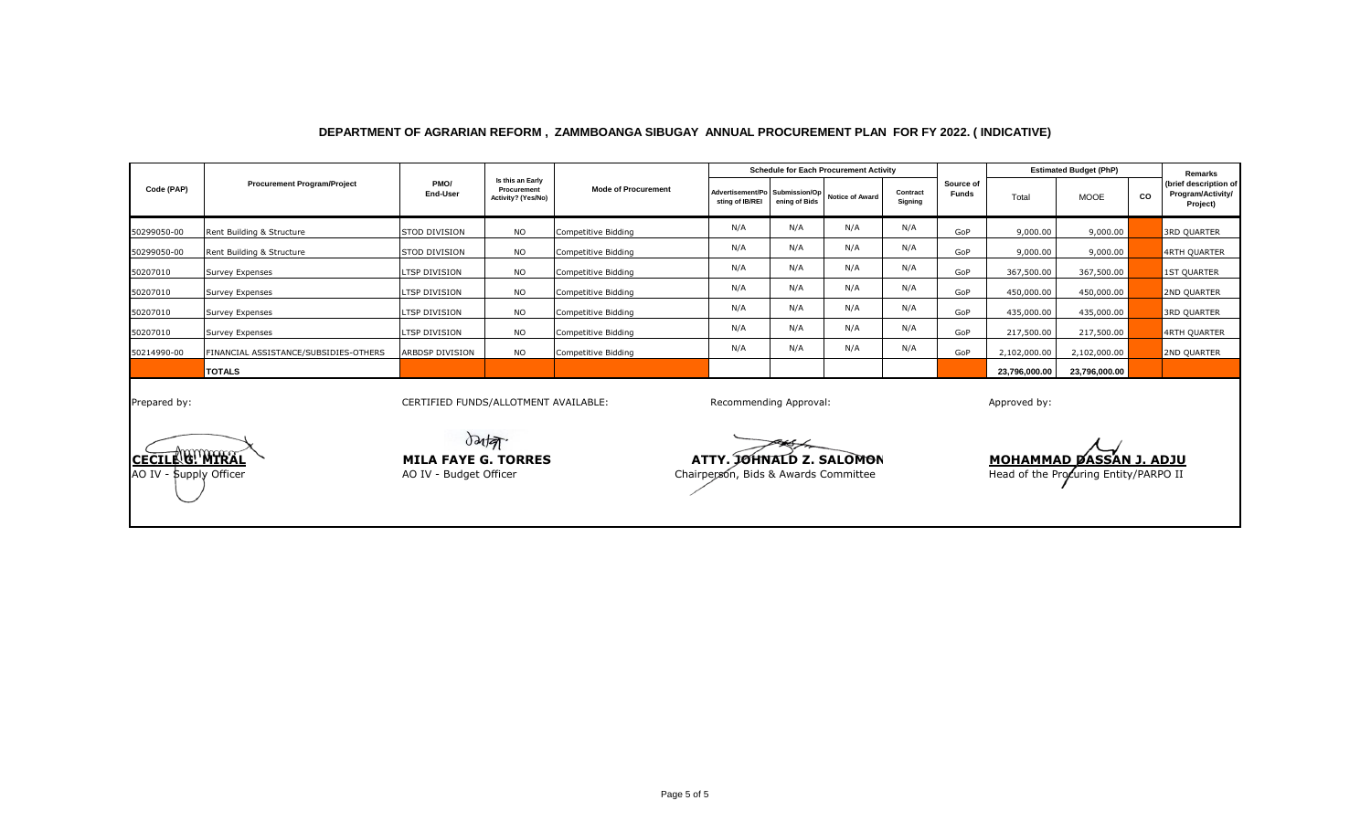# DEPARTMENT OF AGRARIAN REFORM , ZAMMBOANGA SIBUGAY ANNUAL PROCUREMENT PLAN FOR FY 2022. ( INDICATIVE)

| Code (PAP) | Procurement Program/Project | PMO/ End-User | Is this an Early Procurement Activity? (Yes/No) | Mode of Procurement | Schedule for Each Procurement Activity | | | | Source of Funds | Estimated Budget (PhP) | | | Remarks (brief description of Program/Activity/ Project) |
|---|---|---|---|---|---|---|---|---|---|---|---|---|---|
| | | | | | Advertisement/Posting of IB/REI | Submission/Opening of Bids | Notice of Award | Contract Signing | | Total | MOOE | CO | |
| 50299050-00 | Rent Building & Structure | STOD DIVISION | NO | Competitive Bidding | N/A | N/A | N/A | N/A | GoP | 9,000.00 | 9,000.00 | | 3RD QUARTER |
| 50299050-00 | Rent Building & Structure | STOD DIVISION | NO | Competitive Bidding | N/A | N/A | N/A | N/A | GoP | 9,000.00 | 9,000.00 | | 4RTH QUARTER |
| 50207010 | Survey Expenses | LTSP DIVISION | NO | Competitive Bidding | N/A | N/A | N/A | N/A | GoP | 367,500.00 | 367,500.00 | | 1ST QUARTER |
| 50207010 | Survey Expenses | LTSP DIVISION | NO | Competitive Bidding | N/A | N/A | N/A | N/A | GoP | 450,000.00 | 450,000.00 | | 2ND QUARTER |
| 50207010 | Survey Expenses | LTSP DIVISION | NO | Competitive Bidding | N/A | N/A | N/A | N/A | GoP | 435,000.00 | 435,000.00 | | 3RD QUARTER |
| 50207010 | Survey Expenses | LTSP DIVISION | NO | Competitive Bidding | N/A | N/A | N/A | N/A | GoP | 217,500.00 | 217,500.00 | | 4RTH QUARTER |
| 50214990-00 | FINANCIAL ASSISTANCE/SUBSIDIES-OTHERS | ARBDSP DIVISION | NO | Competitive Bidding | N/A | N/A | N/A | N/A | GoP | 2,102,000.00 | 2,102,000.00 | | 2ND QUARTER |
| | **TOTALS** | | | | | | | | | **23,796,000.00** | **23,796,000.00** | | |

Prepared by:

**CECILE G. MIRAL**
AO IV - Supply Officer

CERTIFIED FUNDS/ALLOTMENT AVAILABLE:

**MILA FAYE G. TORRES**
AO IV - Budget Officer

Recommending Approval:

**ATTY. JOHNALD Z. SALOMON**
Chairperson, Bids & Awards Committee

Approved by:

**MOHAMMAD DASSAN J. ADJU**
Head of the Procuring Entity/PARPO II